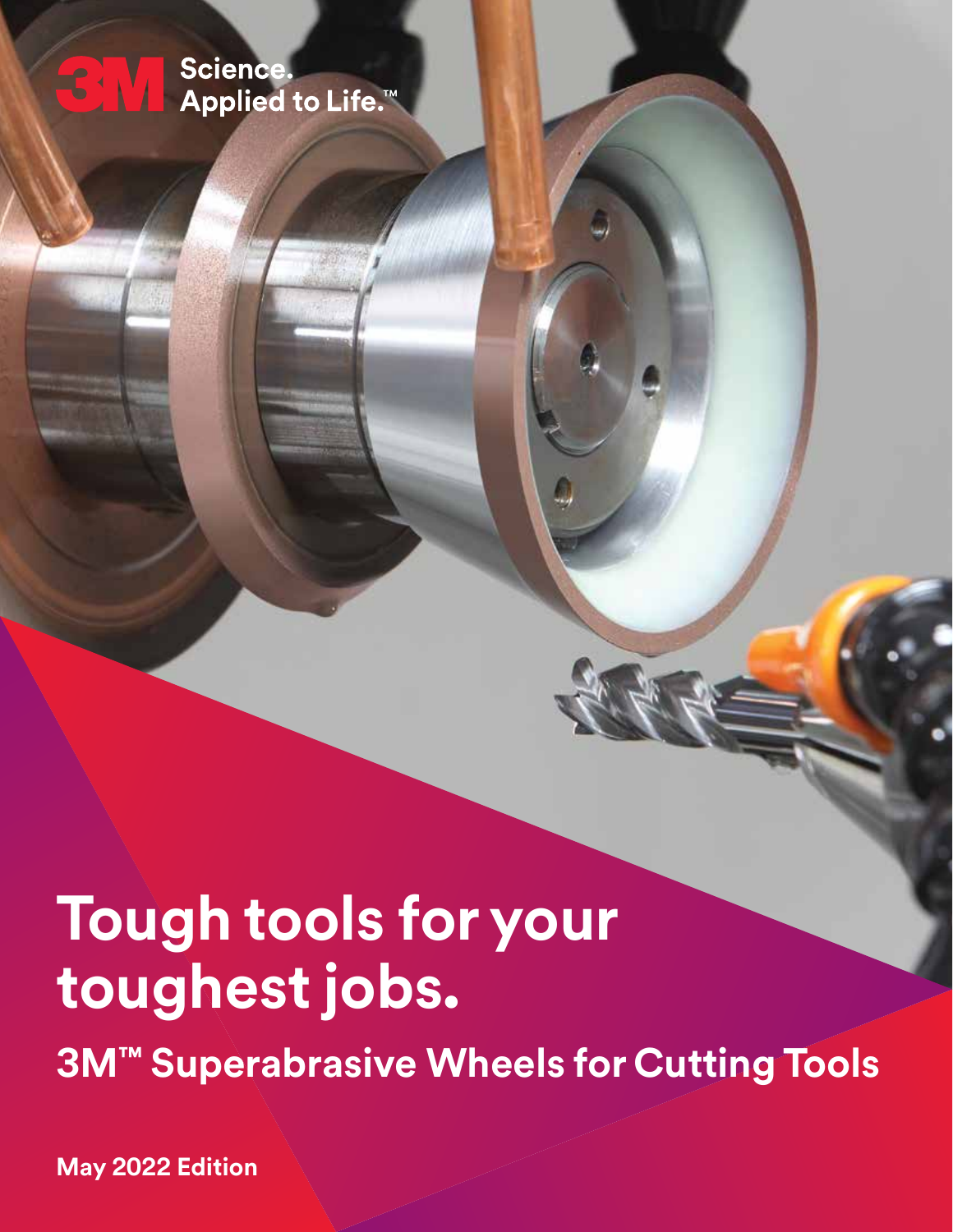3M Science. Applied to Life.™

# Tough tools for your toughest jobs.

## 3M™ Superabrasive Wheels for Cutting Tools

**May 2022 Edition**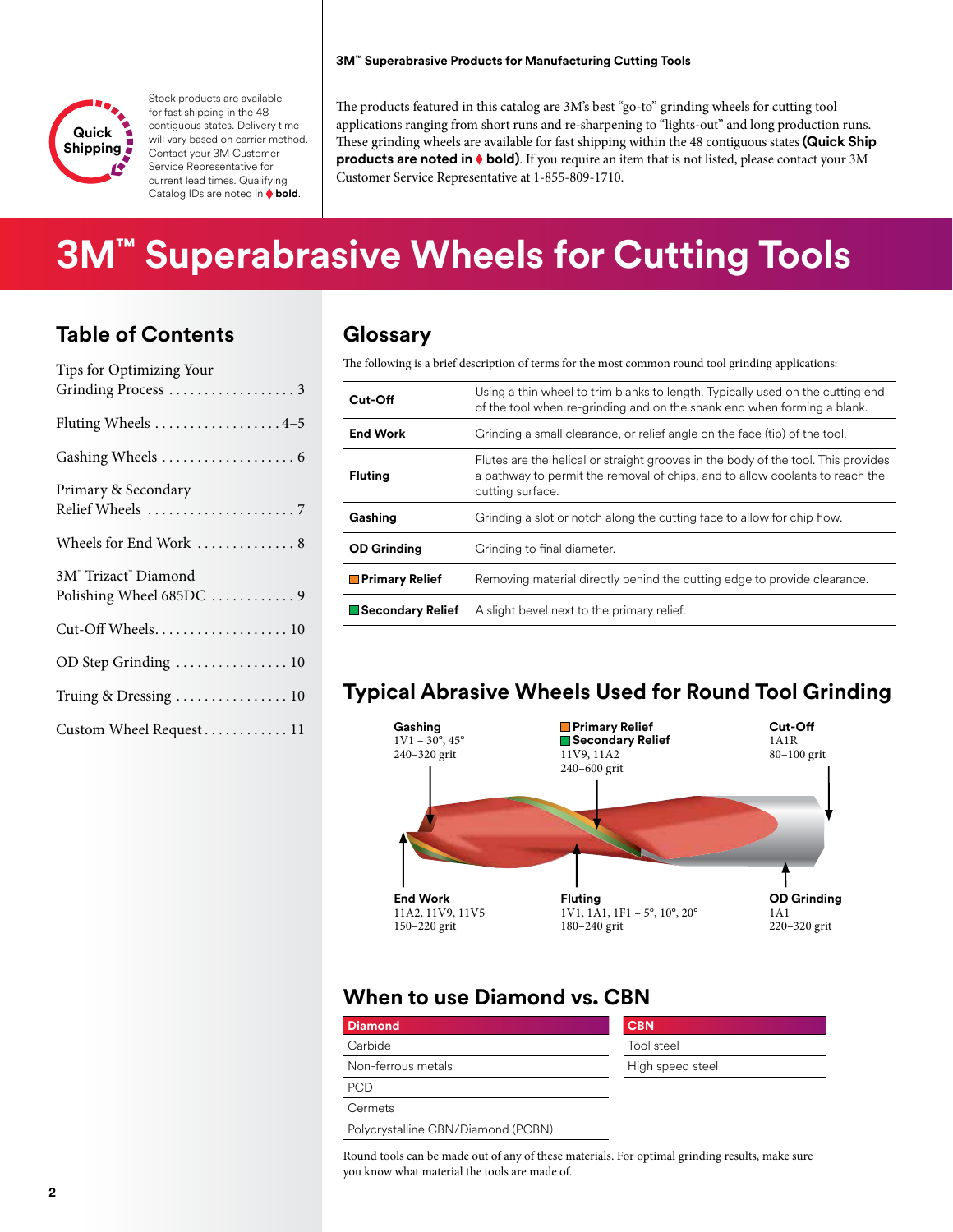Quick Shipping

Stock products are available for fast shipping in the 48 contiguous states. Delivery time will vary based on carrier method. Contact your 3M Customer Service Representative for current lead times. Qualifying Catalog IDs are noted in ♦ **bold**.

**3M™ Superabrasive Products for Manufacturing Cutting Tools**

The products featured in this catalog are 3M's best "go-to" grinding wheels for cutting tool applications ranging from short runs and re-sharpening to "lights-out" and long production runs. These grinding wheels are available for fast shipping within the 48 contiguous states **(Quick Ship products are noted in ♦ bold)**. If you require an item that is not listed, please contact your 3M Customer Service Representative at 1-855-809-1710.

# 3M™ Superabrasive Wheels for Cutting Tools

## Table of Contents

- Tips for Optimizing Your Grinding Process . . . . . 3
- Fluting Wheels . . . . . 4–5
- Gashing Wheels . . . . . 6
- Primary & Secondary Relief Wheels . . . . . 7
- Wheels for End Work . . . . . 8
- 3M™ Trizact™ Diamond Polishing Wheel 685DC . . . . . 9
- Cut-Off Wheels . . . . . 10
- OD Step Grinding . . . . . 10
- Truing & Dressing . . . . . 10
- Custom Wheel Request . . . . . 11

## Glossary

The following is a brief description of terms for the most common round tool grinding applications:

| Term | Description |
|---|---|
| **Cut-Off** | Using a thin wheel to trim blanks to length. Typically used on the cutting end of the tool when re-grinding and on the shank end when forming a blank. |
| **End Work** | Grinding a small clearance, or relief angle on the face (tip) of the tool. |
| **Fluting** | Flutes are the helical or straight grooves in the body of the tool. This provides a pathway to permit the removal of chips, and to allow coolants to reach the cutting surface. |
| **Gashing** | Grinding a slot or notch along the cutting face to allow for chip flow. |
| **OD Grinding** | Grinding to final diameter. |
| **Primary Relief** | Removing material directly behind the cutting edge to provide clearance. |
| **Secondary Relief** | A slight bevel next to the primary relief. |

## Typical Abrasive Wheels Used for Round Tool Grinding

**Gashing**
1V1 – 30°, 45°
240–320 grit

**Primary Relief**
**Secondary Relief**
11V9, 11A2
240–600 grit

**Cut-Off**
1A1R
80–100 grit

**End Work**
11A2, 11V9, 11V5
150–220 grit

**Fluting**
1V1, 1A1, 1F1 – 5°, 10°, 20°
180–240 grit

**OD Grinding**
1A1
220–320 grit

## When to use Diamond vs. CBN

| Diamond |
|---|
| Carbide |
| Non-ferrous metals |
| PCD |
| Cermets |
| Polycrystalline CBN/Diamond (PCBN) |

| CBN |
|---|
| Tool steel |
| High speed steel |

Round tools can be made out of any of these materials. For optimal grinding results, make sure you know what material the tools are made of.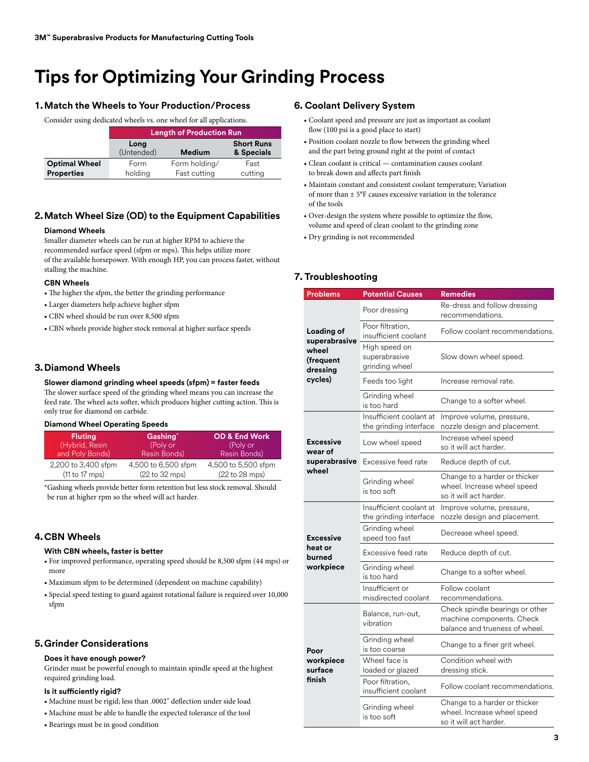# Tips for Optimizing Your Grinding Process

## 1. Match the Wheels to Your Production/Process

Consider using dedicated wheels vs. one wheel for all applications.

| | Length of Production Run | | |
|---|---|---|---|
| | Long (Untended) | Medium | Short Runs & Specials |
| **Optimal Wheel Properties** | Form holding | Form holding/ Fast cutting | Fast cutting |

## 2. Match Wheel Size (OD) to the Equipment Capabilities

### Diamond Wheels

Smaller diameter wheels can be run at higher RPM to achieve the recommended surface speed (sfpm or mps). This helps utilize more of the available horsepower. With enough HP, you can process faster, without stalling the machine.

### CBN Wheels

- The higher the sfpm, the better the grinding performance
- Larger diameters help achieve higher sfpm
- CBN wheel should be run over 8,500 sfpm
- CBN wheels provide higher stock removal at higher surface speeds

## 3. Diamond Wheels

### Slower diamond grinding wheel speeds (sfpm) = faster feeds

The slower surface speed of the grinding wheel means you can increase the feed rate. The wheel acts softer, which produces higher cutting action. This is only true for diamond on carbide.

### Diamond Wheel Operating Speeds

| Fluting (Hybrid, Resin and Poly Bonds) | Gashing* (Poly or Resin Bonds) | OD & End Work (Poly or Resin Bonds) |
|---|---|---|
| 2,200 to 3,400 sfpm (11 to 17 mps) | 4,500 to 6,500 sfpm (22 to 32 mps) | 4,500 to 5,500 sfpm (22 to 28 mps) |

*Gashing wheels provide better form retention but less stock removal. Should be run at higher rpm so the wheel will act harder.

## 4. CBN Wheels

### With CBN wheels, faster is better

- For improved performance, operating speed should be 8,500 sfpm (44 mps) or more
- Maximum sfpm to be determined (dependent on machine capability)
- Special speed testing to guard against rotational failure is required over 10,000 sfpm

## 5. Grinder Considerations

### Does it have enough power?

Grinder must be powerful enough to maintain spindle speed at the highest required grinding load.

### Is it sufficiently rigid?

- Machine must be rigid; less than .0002" deflection under side load
- Machine must be able to handle the expected tolerance of the tool
- Bearings must be in good condition

## 6. Coolant Delivery System

- Coolant speed and pressure are just as important as coolant flow (100 psi is a good place to start)
- Position coolant nozzle to flow between the grinding wheel and the part being ground right at the point of contact
- Clean coolant is critical — contamination causes coolant to break down and affects part finish
- Maintain constant and consistent coolant temperature; Variation of more than ± 5°F causes excessive variation in the tolerance of the tools
- Over-design the system where possible to optimize the flow, volume and speed of clean coolant to the grinding zone
- Dry grinding is not recommended

## 7. Troubleshooting

| Problems | Potential Causes | Remedies |
|---|---|---|
| **Loading of superabrasive wheel (frequent dressing cycles)** | Poor dressing | Re-dress and follow dressing recommendations. |
| | Poor filtration, insufficient coolant | Follow coolant recommendations. |
| | High speed on superabrasive grinding wheel | Slow down wheel speed. |
| | Feeds too light | Increase removal rate. |
| | Grinding wheel is too hard | Change to a softer wheel. |
| **Excessive wear of superabrasive wheel** | Insufficient coolant at the grinding interface | Improve volume, pressure, nozzle design and placement. |
| | Low wheel speed | Increase wheel speed so it will act harder. |
| | Excessive feed rate | Reduce depth of cut. |
| | Grinding wheel is too soft | Change to a harder or thicker wheel. Increase wheel speed so it will act harder. |
| **Excessive heat or burned workpiece** | Insufficient coolant at the grinding interface | Improve volume, pressure, nozzle design and placement. |
| | Grinding wheel speed too fast | Decrease wheel speed. |
| | Excessive feed rate | Reduce depth of cut. |
| | Grinding wheel is too hard | Change to a softer wheel. |
| | Insufficient or misdirected coolant | Follow coolant recommendations. |
| **Poor workpiece surface finish** | Balance, run-out, vibration | Check spindle bearings or other machine components. Check balance and trueness of wheel. |
| | Grinding wheel is too coarse | Change to a finer grit wheel. |
| | Wheel face is loaded or glazed | Condition wheel with dressing stick. |
| | Poor filtration, insufficient coolant | Follow coolant recommendations. |
| | Grinding wheel is too soft | Change to a harder or thicker wheel. Increase wheel speed so it will act harder. |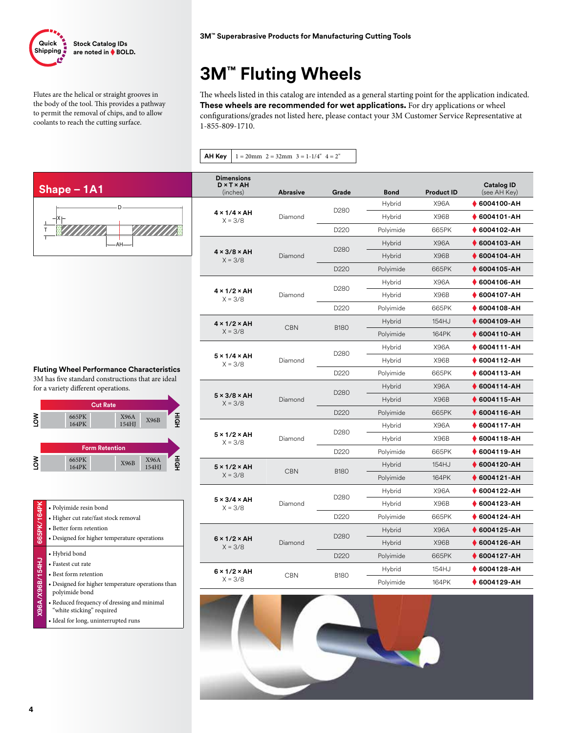Quick Shipping — Stock Catalog IDs are noted in ♦ BOLD.

Flutes are the helical or straight grooves in the body of the tool. This provides a pathway to permit the removal of chips, and to allow coolants to reach the cutting surface.

3M™ Superabrasive Products for Manufacturing Cutting Tools

# 3M™ Fluting Wheels

The wheels listed in this catalog are intended as a general starting point for the application indicated. **These wheels are recommended for wet applications.** For dry applications or wheel configurations/grades not listed here, please contact your 3M Customer Service Representative at 1-855-809-1710.

| AH Key | 1 = 20mm 2 = 32mm 3 = 1-1/4" 4 = 2" |
|---|---|

## Shape – 1A1

| Dimensions D × T × AH (inches) | Abrasive | Grade | Bond | Product ID | Catalog ID (see AH Key) |
|---|---|---|---|---|---|
| 4 × 1/4 × AH X = 3/8 | Diamond | D280 | Hybrid | X96A | ♦ **6004100-AH** |
| | | | Hybrid | X96B | ♦ **6004101-AH** |
| | | D220 | Polyimide | 665PK | ♦ **6004102-AH** |
| 4 × 3/8 × AH X = 3/8 | Diamond | D280 | Hybrid | X96A | ♦ **6004103-AH** |
| | | | Hybrid | X96B | ♦ **6004104-AH** |
| | | D220 | Polyimide | 665PK | ♦ **6004105-AH** |
| 4 × 1/2 × AH X = 3/8 | Diamond | D280 | Hybrid | X96A | ♦ **6004106-AH** |
| | | | Hybrid | X96B | ♦ **6004107-AH** |
| | | D220 | Polyimide | 665PK | ♦ **6004108-AH** |
| 4 × 1/2 × AH X = 3/8 | CBN | B180 | Hybrid | 154HJ | ♦ **6004109-AH** |
| | | | Polyimide | 164PK | ♦ **6004110-AH** |
| 5 × 1/4 × AH X = 3/8 | Diamond | D280 | Hybrid | X96A | ♦ **6004111-AH** |
| | | | Hybrid | X96B | ♦ **6004112-AH** |
| | | D220 | Polyimide | 665PK | ♦ **6004113-AH** |
| 5 × 3/8 × AH X = 3/8 | Diamond | D280 | Hybrid | X96A | ♦ **6004114-AH** |
| | | | Hybrid | X96B | ♦ **6004115-AH** |
| | | D220 | Polyimide | 665PK | ♦ **6004116-AH** |
| 5 × 1/2 × AH X = 3/8 | Diamond | D280 | Hybrid | X96A | ♦ **6004117-AH** |
| | | | Hybrid | X96B | ♦ **6004118-AH** |
| | | D220 | Polyimide | 665PK | ♦ **6004119-AH** |
| 5 × 1/2 × AH X = 3/8 | CBN | B180 | Hybrid | 154HJ | ♦ **6004120-AH** |
| | | | Polyimide | 164PK | ♦ **6004121-AH** |
| 5 × 3/4 × AH X = 3/8 | Diamond | D280 | Hybrid | X96A | ♦ **6004122-AH** |
| | | | Hybrid | X96B | ♦ **6004123-AH** |
| | | D220 | Polyimide | 665PK | ♦ **6004124-AH** |
| 6 × 1/2 × AH X = 3/8 | Diamond | D280 | Hybrid | X96A | ♦ **6004125-AH** |
| | | | Hybrid | X96B | ♦ **6004126-AH** |
| | | D220 | Polyimide | 665PK | ♦ **6004127-AH** |
| 6 × 1/2 × AH X = 3/8 | CBN | B180 | Hybrid | 154HJ | ♦ **6004128-AH** |
| | | | Polyimide | 164PK | ♦ **6004129-AH** |

### Fluting Wheel Performance Characteristics

3M has five standard constructions that are ideal for a variety different operations.

**Cut Rate** (LOW → HIGH): 665PK, 164PK → X96A, 154HJ → X96B

**Form Retention** (LOW → HIGH): 665PK, 164PK → X96B → X96A, 154HJ

**665PK/164PK**
- Polyimide resin bond
- Higher cut rate/fast stock removal
- Better form retention
- Designed for higher temperature operations

**X96A/X96B/154HJ**
- Hybrid bond
- Fastest cut rate
- Best form retention
- Designed for higher temperature operations than polyimide bond
- Reduced frequency of dressing and minimal "white sticking" required
- Ideal for long, uninterrupted runs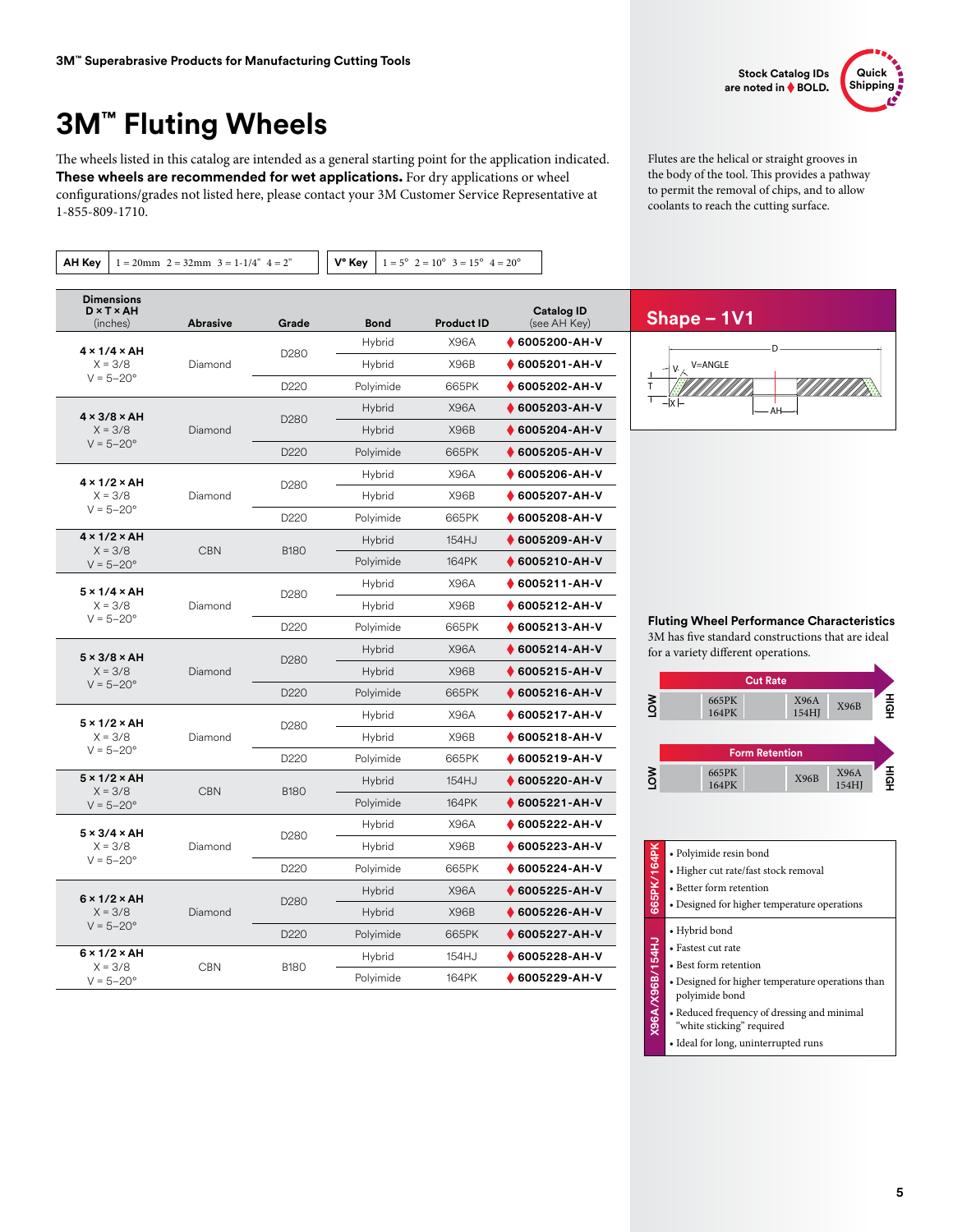3M™ Superabrasive Products for Manufacturing Cutting Tools

Stock Catalog IDs are noted in ♦ BOLD.

Quick Shipping

# 3M™ Fluting Wheels

The wheels listed in this catalog are intended as a general starting point for the application indicated. **These wheels are recommended for wet applications.** For dry applications or wheel configurations/grades not listed here, please contact your 3M Customer Service Representative at 1-855-809-1710.

Flutes are the helical or straight grooves in the body of the tool. This provides a pathway to permit the removal of chips, and to allow coolants to reach the cutting surface.

| AH Key | 1 = 20mm 2 = 32mm 3 = 1-1/4" 4 = 2" |
|---|---|

| V° Key | 1 = 5° 2 = 10° 3 = 15° 4 = 20° |
|---|---|

| Dimensions D × T × AH (inches) | Abrasive | Grade | Bond | Product ID | Catalog ID (see AH Key) |
|---|---|---|---|---|---|
| **4 × 1/4 × AH** X = 3/8 V = 5–20° | Diamond | D280 | Hybrid | X96A | ♦ **6005200-AH-V** |
| | | | Hybrid | X96B | ♦ **6005201-AH-V** |
| | | D220 | Polyimide | 665PK | ♦ **6005202-AH-V** |
| **4 × 3/8 × AH** X = 3/8 V = 5–20° | Diamond | D280 | Hybrid | X96A | ♦ **6005203-AH-V** |
| | | | Hybrid | X96B | ♦ **6005204-AH-V** |
| | | D220 | Polyimide | 665PK | ♦ **6005205-AH-V** |
| **4 × 1/2 × AH** X = 3/8 V = 5–20° | Diamond | D280 | Hybrid | X96A | ♦ **6005206-AH-V** |
| | | | Hybrid | X96B | ♦ **6005207-AH-V** |
| | | D220 | Polyimide | 665PK | ♦ **6005208-AH-V** |
| **4 × 1/2 × AH** X = 3/8 V = 5–20° | CBN | B180 | Hybrid | 154HJ | ♦ **6005209-AH-V** |
| | | | Polyimide | 164PK | ♦ **6005210-AH-V** |
| **5 × 1/4 × AH** X = 3/8 V = 5–20° | Diamond | D280 | Hybrid | X96A | ♦ **6005211-AH-V** |
| | | | Hybrid | X96B | ♦ **6005212-AH-V** |
| | | D220 | Polyimide | 665PK | ♦ **6005213-AH-V** |
| **5 × 3/8 × AH** X = 3/8 V = 5–20° | Diamond | D280 | Hybrid | X96A | ♦ **6005214-AH-V** |
| | | | Hybrid | X96B | ♦ **6005215-AH-V** |
| | | D220 | Polyimide | 665PK | ♦ **6005216-AH-V** |
| **5 × 1/2 × AH** X = 3/8 V = 5–20° | Diamond | D280 | Hybrid | X96A | ♦ **6005217-AH-V** |
| | | | Hybrid | X96B | ♦ **6005218-AH-V** |
| | | D220 | Polyimide | 665PK | ♦ **6005219-AH-V** |
| **5 × 1/2 × AH** X = 3/8 V = 5–20° | CBN | B180 | Hybrid | 154HJ | ♦ **6005220-AH-V** |
| | | | Polyimide | 164PK | ♦ **6005221-AH-V** |
| **5 × 3/4 × AH** X = 3/8 V = 5–20° | Diamond | D280 | Hybrid | X96A | ♦ **6005222-AH-V** |
| | | | Hybrid | X96B | ♦ **6005223-AH-V** |
| | | D220 | Polyimide | 665PK | ♦ **6005224-AH-V** |
| **6 × 1/2 × AH** X = 3/8 V = 5–20° | Diamond | D280 | Hybrid | X96A | ♦ **6005225-AH-V** |
| | | | Hybrid | X96B | ♦ **6005226-AH-V** |
| | | D220 | Polyimide | 665PK | ♦ **6005227-AH-V** |
| **6 × 1/2 × AH** X = 3/8 V = 5–20° | CBN | B180 | Hybrid | 154HJ | ♦ **6005228-AH-V** |
| | | | Polyimide | 164PK | ♦ **6005229-AH-V** |

## Shape – 1V1

D, V, V=ANGLE, T, X, AH

### Fluting Wheel Performance Characteristics

3M has five standard constructions that are ideal for a variety different operations.

**Cut Rate** (LOW → HIGH): 665PK 164PK — X96A 154HJ — X96B

**Form Retention** (LOW → HIGH): 665PK 164PK — X96B — X96A 154HJ

**665PK/164PK**
- Polyimide resin bond
- Higher cut rate/fast stock removal
- Better form retention
- Designed for higher temperature operations

**X96A/X96B/154HJ**
- Hybrid bond
- Fastest cut rate
- Best form retention
- Designed for higher temperature operations than polyimide bond
- Reduced frequency of dressing and minimal "white sticking" required
- Ideal for long, uninterrupted runs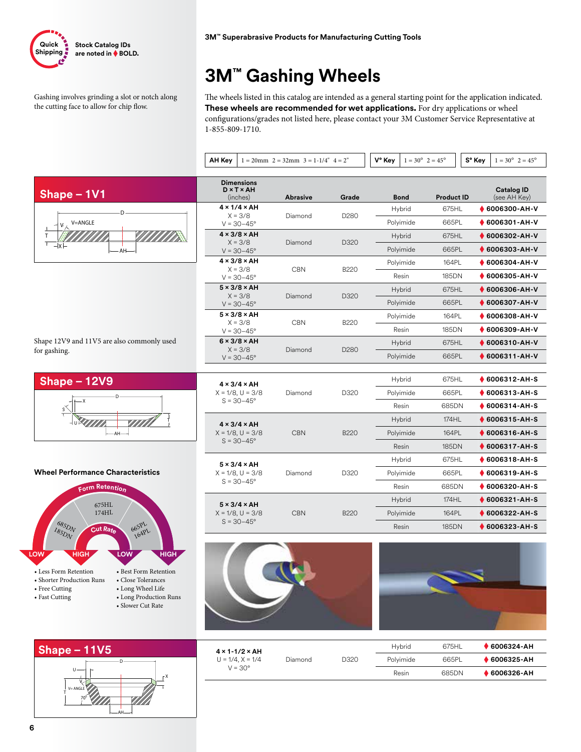Quick Shipping — Stock Catalog IDs are noted in ♦ BOLD.

3M™ Superabrasive Products for Manufacturing Cutting Tools

# 3M™ Gashing Wheels

Gashing involves grinding a slot or notch along the cutting face to allow for chip flow.

The wheels listed in this catalog are intended as a general starting point for the application indicated. **These wheels are recommended for wet applications.** For dry applications or wheel configurations/grades not listed here, please contact your 3M Customer Service Representative at 1-855-809-1710.

| AH Key | 1 = 20mm 2 = 32mm 3 = 1-1/4" 4 = 2" |
|---|---|

| V° Key | 1 = 30° 2 = 45° |
|---|---|

| S° Key | 1 = 30° 2 = 45° |
|---|---|

## Shape – 1V1

| Dimensions D × T × AH (inches) | Abrasive | Grade | Bond | Product ID | Catalog ID (see AH Key) |
|---|---|---|---|---|---|
| **4 × 1/4 × AH** X = 3/8 V = 30–45° | Diamond | D280 | Hybrid | 675HL | ♦ **6006300-AH-V** |
| | | | Polyimide | 665PL | ♦ **6006301-AH-V** |
| **4 × 3/8 × AH** X = 3/8 V = 30–45° | Diamond | D320 | Hybrid | 675HL | ♦ **6006302-AH-V** |
| | | | Polyimide | 665PL | ♦ **6006303-AH-V** |
| **4 × 3/8 × AH** X = 3/8 V = 30–45° | CBN | B220 | Polyimide | 164PL | ♦ **6006304-AH-V** |
| | | | Resin | 185DN | ♦ **6006305-AH-V** |
| **5 × 3/8 × AH** X = 3/8 V = 30–45° | Diamond | D320 | Hybrid | 675HL | ♦ **6006306-AH-V** |
| | | | Polyimide | 665PL | ♦ **6006307-AH-V** |
| **5 × 3/8 × AH** X = 3/8 V = 30–45° | CBN | B220 | Polyimide | 164PL | ♦ **6006308-AH-V** |
| | | | Resin | 185DN | ♦ **6006309-AH-V** |
| **6 × 3/8 × AH** X = 3/8 V = 30–45° | Diamond | D280 | Hybrid | 675HL | ♦ **6006310-AH-V** |
| | | | Polyimide | 665PL | ♦ **6006311-AH-V** |

Shape 12V9 and 11V5 are also commonly used for gashing.

## Shape – 12V9

| Dimensions D × T × AH (inches) | Abrasive | Grade | Bond | Product ID | Catalog ID (see AH Key) |
|---|---|---|---|---|---|
| **4 × 3/4 × AH** X = 1/8, U = 3/8 S = 30–45° | Diamond | D320 | Hybrid | 675HL | ♦ **6006312-AH-S** |
| | | | Polyimide | 665PL | ♦ **6006313-AH-S** |
| | | | Resin | 685DN | ♦ **6006314-AH-S** |
| **4 × 3/4 × AH** X = 1/8, U = 3/8 S = 30–45° | CBN | B220 | Hybrid | 174HL | ♦ **6006315-AH-S** |
| | | | Polyimide | 164PL | ♦ **6006316-AH-S** |
| | | | Resin | 185DN | ♦ **6006317-AH-S** |
| **5 × 3/4 × AH** X = 1/8, U = 3/8 S = 30–45° | Diamond | D320 | Hybrid | 675HL | ♦ **6006318-AH-S** |
| | | | Polyimide | 665PL | ♦ **6006319-AH-S** |
| | | | Resin | 685DN | ♦ **6006320-AH-S** |
| **5 × 3/4 × AH** X = 1/8, U = 3/8 S = 30–45° | CBN | B220 | Hybrid | 174HL | ♦ **6006321-AH-S** |
| | | | Polyimide | 164PL | ♦ **6006322-AH-S** |
| | | | Resin | 185DN | ♦ **6006323-AH-S** |

### Wheel Performance Characteristics

Form Retention / Cut Rate

- 685DN, 185DN — Form Retention: LOW; Cut Rate: HIGH
- 675HL, 174HL
- 665PL, 164PL — Form Retention: HIGH; Cut Rate: LOW

Low form retention / high cut rate:
- Less Form Retention
- Shorter Production Runs
- Free Cutting
- Fast Cutting

High form retention / low cut rate:
- Best Form Retention
- Close Tolerances
- Long Wheel Life
- Long Production Runs
- Slower Cut Rate

## Shape – 11V5

| Dimensions D × T × AH (inches) | Abrasive | Grade | Bond | Product ID | Catalog ID (see AH Key) |
|---|---|---|---|---|---|
| **4 × 1-1/2 × AH** U = 1/4, X = 1/4 V = 30° | Diamond | D320 | Hybrid | 675HL | ♦ **6006324-AH** |
| | | | Polyimide | 665PL | ♦ **6006325-AH** |
| | | | Resin | 685DN | ♦ **6006326-AH** |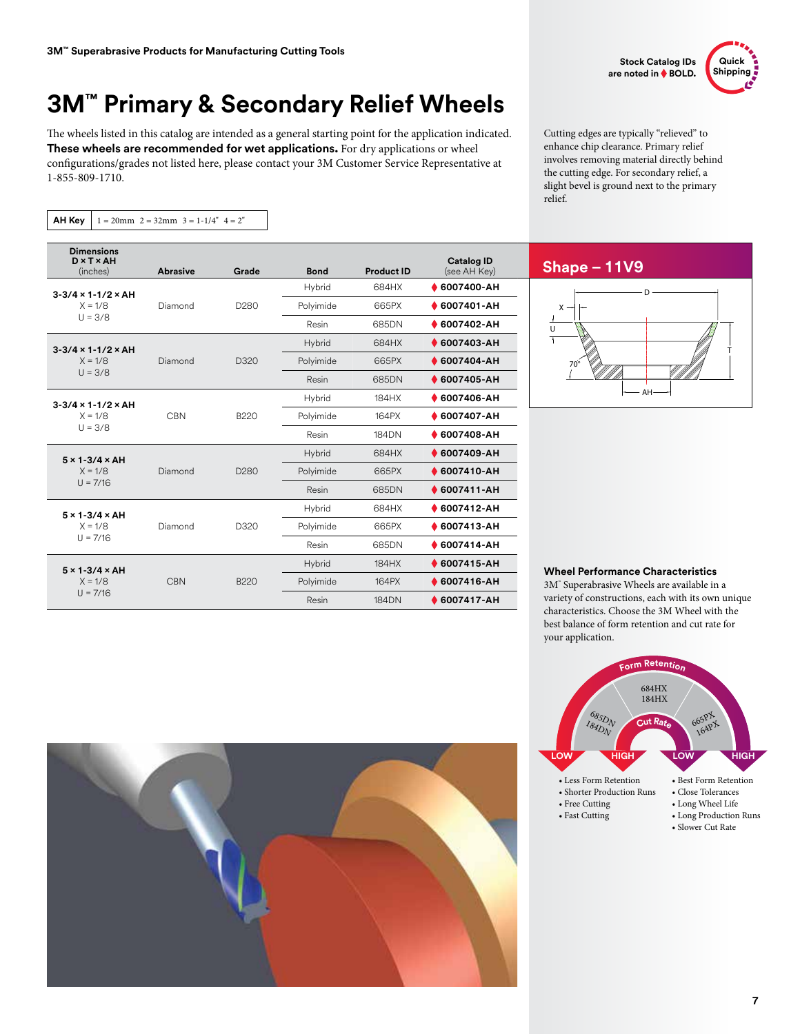Stock Catalog IDs are noted in ♦ BOLD.

Quick Shipping

# 3M™ Primary & Secondary Relief Wheels

The wheels listed in this catalog are intended as a general starting point for the application indicated. **These wheels are recommended for wet applications.** For dry applications or wheel configurations/grades not listed here, please contact your 3M Customer Service Representative at 1-855-809-1710.

Cutting edges are typically "relieved" to enhance chip clearance. Primary relief involves removing material directly behind the cutting edge. For secondary relief, a slight bevel is ground next to the primary relief.

| AH Key | 1 = 20mm 2 = 32mm 3 = 1-1/4" 4 = 2" |
|---|---|

| Dimensions D × T × AH (inches) | Abrasive | Grade | Bond | Product ID | Catalog ID (see AH Key) |
|---|---|---|---|---|---|
| 3-3/4 × 1-1/2 × AH X = 1/8 U = 3/8 | Diamond | D280 | Hybrid | 684HX | **♦ 6007400-AH** |
| | | | Polyimide | 665PX | **♦ 6007401-AH** |
| | | | Resin | 685DN | **♦ 6007402-AH** |
| 3-3/4 × 1-1/2 × AH X = 1/8 U = 3/8 | Diamond | D320 | Hybrid | 684HX | **♦ 6007403-AH** |
| | | | Polyimide | 665PX | **♦ 6007404-AH** |
| | | | Resin | 685DN | **♦ 6007405-AH** |
| 3-3/4 × 1-1/2 × AH X = 1/8 U = 3/8 | CBN | B220 | Hybrid | 184HX | **♦ 6007406-AH** |
| | | | Polyimide | 164PX | **♦ 6007407-AH** |
| | | | Resin | 184DN | **♦ 6007408-AH** |
| 5 × 1-3/4 × AH X = 1/8 U = 7/16 | Diamond | D280 | Hybrid | 684HX | **♦ 6007409-AH** |
| | | | Polyimide | 665PX | **♦ 6007410-AH** |
| | | | Resin | 685DN | **♦ 6007411-AH** |
| 5 × 1-3/4 × AH X = 1/8 U = 7/16 | Diamond | D320 | Hybrid | 684HX | **♦ 6007412-AH** |
| | | | Polyimide | 665PX | **♦ 6007413-AH** |
| | | | Resin | 685DN | **♦ 6007414-AH** |
| 5 × 1-3/4 × AH X = 1/8 U = 7/16 | CBN | B220 | Hybrid | 184HX | **♦ 6007415-AH** |
| | | | Polyimide | 164PX | **♦ 6007416-AH** |
| | | | Resin | 184DN | **♦ 6007417-AH** |

## Shape – 11V9

D, X, U, T, 70°, AH

### Wheel Performance Characteristics

3M™ Superabrasive Wheels are available in a variety of constructions, each with its own unique characteristics. Choose the 3M Wheel with the best balance of form retention and cut rate for your application.

Form Retention: LOW — 685DN / 184DN — 684HX / 184HX — 665PX / 164PX — HIGH

Cut Rate: HIGH — LOW

- Less Form Retention
- Shorter Production Runs
- Free Cutting
- Fast Cutting

- Best Form Retention
- Close Tolerances
- Long Wheel Life
- Long Production Runs
- Slower Cut Rate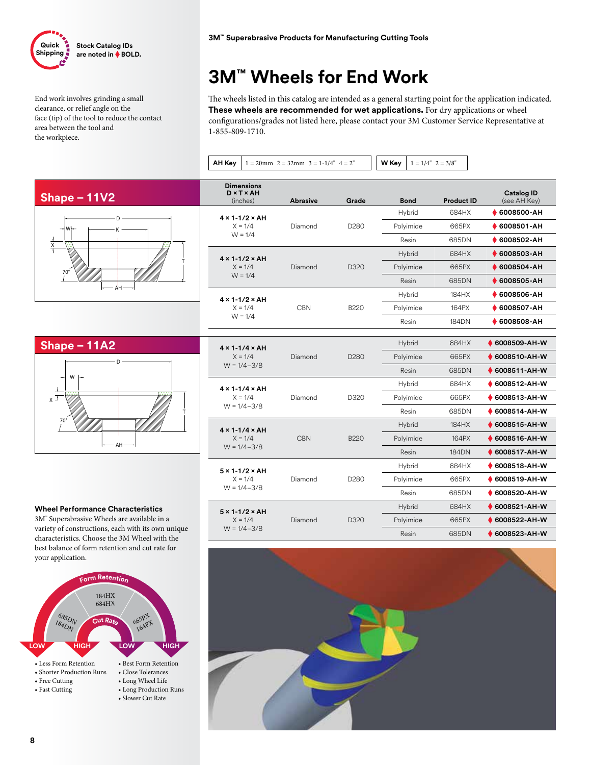Quick Shipping — Stock Catalog IDs are noted in ♦ **BOLD.**

End work involves grinding a small clearance, or relief angle on the face (tip) of the tool to reduce the contact area between the tool and the workpiece.

**3M™ Superabrasive Products for Manufacturing Cutting Tools**

# 3M™ Wheels for End Work

The wheels listed in this catalog are intended as a general starting point for the application indicated. **These wheels are recommended for wet applications.** For dry applications or wheel configurations/grades not listed here, please contact your 3M Customer Service Representative at 1-855-809-1710.

| AH Key | 1 = 20mm 2 = 32mm 3 = 1-1/4" 4 = 2" |
|---|---|

| W Key | 1 = 1/4" 2 = 3/8" |
|---|---|

## Shape – 11V2

| Dimensions D × T × AH (inches) | Abrasive | Grade | Bond | Product ID | Catalog ID (see AH Key) |
|---|---|---|---|---|---|
| **4 × 1-1/2 × AH** X = 1/4 W = 1/4 | Diamond | D280 | Hybrid | 684HX | ♦ **6008500-AH** |
| | | | Polyimide | 665PX | ♦ **6008501-AH** |
| | | | Resin | 685DN | ♦ **6008502-AH** |
| **4 × 1-1/2 × AH** X = 1/4 W = 1/4 | Diamond | D320 | Hybrid | 684HX | ♦ **6008503-AH** |
| | | | Polyimide | 665PX | ♦ **6008504-AH** |
| | | | Resin | 685DN | ♦ **6008505-AH** |
| **4 × 1-1/2 × AH** X = 1/4 W = 1/4 | CBN | B220 | Hybrid | 184HX | ♦ **6008506-AH** |
| | | | Polyimide | 164PX | ♦ **6008507-AH** |
| | | | Resin | 184DN | ♦ **6008508-AH** |

## Shape – 11A2

| Dimensions D × T × AH (inches) | Abrasive | Grade | Bond | Product ID | Catalog ID (see AH Key) |
|---|---|---|---|---|---|
| **4 × 1-1/4 × AH** X = 1/4 W = 1/4–3/8 | Diamond | D280 | Hybrid | 684HX | ♦ **6008509-AH-W** |
| | | | Polyimide | 665PX | ♦ **6008510-AH-W** |
| | | | Resin | 685DN | ♦ **6008511-AH-W** |
| **4 × 1-1/4 × AH** X = 1/4 W = 1/4–3/8 | Diamond | D320 | Hybrid | 684HX | ♦ **6008512-AH-W** |
| | | | Polyimide | 665PX | ♦ **6008513-AH-W** |
| | | | Resin | 685DN | ♦ **6008514-AH-W** |
| **4 × 1-1/4 × AH** X = 1/4 W = 1/4–3/8 | CBN | B220 | Hybrid | 184HX | ♦ **6008515-AH-W** |
| | | | Polyimide | 164PX | ♦ **6008516-AH-W** |
| | | | Resin | 184DN | ♦ **6008517-AH-W** |
| **5 × 1-1/2 × AH** X = 1/4 W = 1/4–3/8 | Diamond | D280 | Hybrid | 684HX | ♦ **6008518-AH-W** |
| | | | Polyimide | 665PX | ♦ **6008519-AH-W** |
| | | | Resin | 685DN | ♦ **6008520-AH-W** |
| **5 × 1-1/2 × AH** X = 1/4 W = 1/4–3/8 | Diamond | D320 | Hybrid | 684HX | ♦ **6008521-AH-W** |
| | | | Polyimide | 665PX | ♦ **6008522-AH-W** |
| | | | Resin | 685DN | ♦ **6008523-AH-W** |

### Wheel Performance Characteristics

3M™ Superabrasive Wheels are available in a variety of constructions, each with its own unique characteristics. Choose the 3M Wheel with the best balance of form retention and cut rate for your application.

Form Retention: LOW — 685DN, 184DN; 184HX, 684HX; 665PX, 164PX — HIGH
Cut Rate: HIGH — LOW

- Less Form Retention
- Shorter Production Runs
- Free Cutting
- Fast Cutting

- Best Form Retention
- Close Tolerances
- Long Wheel Life
- Long Production Runs
- Slower Cut Rate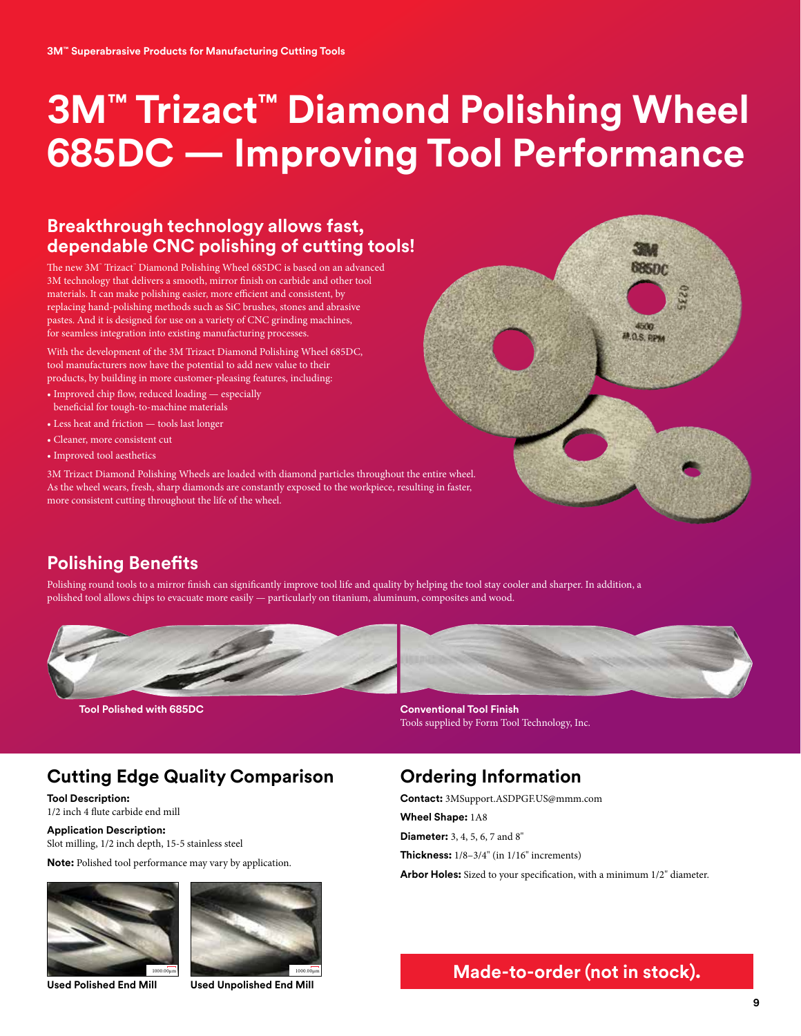# 3M™ Trizact™ Diamond Polishing Wheel 685DC — Improving Tool Performance

## Breakthrough technology allows fast, dependable CNC polishing of cutting tools!

The new 3M™ Trizact™ Diamond Polishing Wheel 685DC is based on an advanced 3M technology that delivers a smooth, mirror finish on carbide and other tool materials. It can make polishing easier, more efficient and consistent, by replacing hand-polishing methods such as SiC brushes, stones and abrasive pastes. And it is designed for use on a variety of CNC grinding machines, for seamless integration into existing manufacturing processes.

With the development of the 3M Trizact Diamond Polishing Wheel 685DC, tool manufacturers now have the potential to add new value to their products, by building in more customer-pleasing features, including:

- Improved chip flow, reduced loading — especially beneficial for tough-to-machine materials
- Less heat and friction — tools last longer
- Cleaner, more consistent cut
- Improved tool aesthetics

3M Trizact Diamond Polishing Wheels are loaded with diamond particles throughout the entire wheel. As the wheel wears, fresh, sharp diamonds are constantly exposed to the workpiece, resulting in faster, more consistent cutting throughout the life of the wheel.

## Polishing Benefits

Polishing round tools to a mirror finish can significantly improve tool life and quality by helping the tool stay cooler and sharper. In addition, a polished tool allows chips to evacuate more easily — particularly on titanium, aluminum, composites and wood.

**Tool Polished with 685DC**

**Conventional Tool Finish**
Tools supplied by Form Tool Technology, Inc.

## Cutting Edge Quality Comparison

**Tool Description:**
1/2 inch 4 flute carbide end mill

**Application Description:**
Slot milling, 1/2 inch depth, 15-5 stainless steel

**Note:** Polished tool performance may vary by application.

**Used Polished End Mill**

**Used Unpolished End Mill**

## Ordering Information

**Contact:** 3MSupport.ASDPGF.US@mmm.com

**Wheel Shape:** 1A8

**Diameter:** 3, 4, 5, 6, 7 and 8"

**Thickness:** 1/8–3/4" (in 1/16" increments)

**Arbor Holes:** Sized to your specification, with a minimum 1/2" diameter.

**Made-to-order (not in stock).**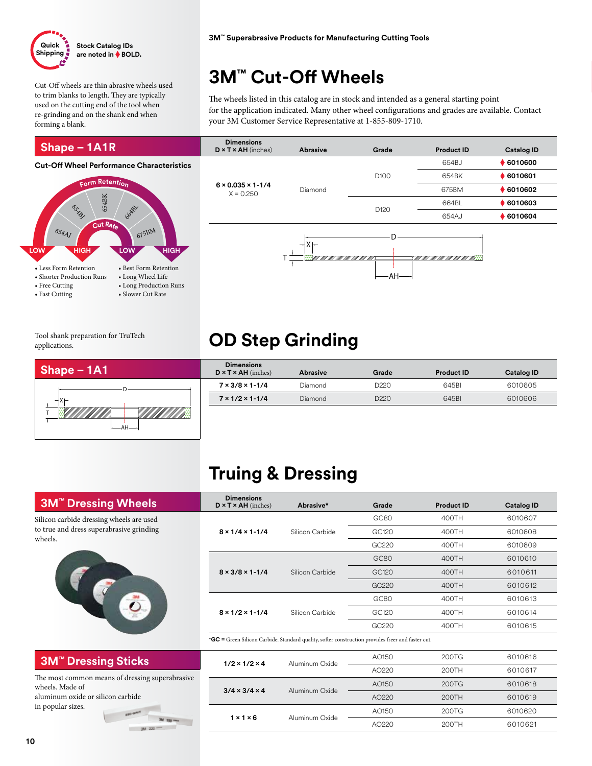Quick Shipping — Stock Catalog IDs are noted in ♦ BOLD.

3M™ Superabrasive Products for Manufacturing Cutting Tools

# 3M™ Cut-Off Wheels

Cut-Off wheels are thin abrasive wheels used to trim blanks to length. They are typically used on the cutting end of the tool when re-grinding and on the shank end when forming a blank.

The wheels listed in this catalog are in stock and intended as a general starting point for the application indicated. Many other wheel configurations and grades are available. Contact your 3M Customer Service Representative at 1-855-809-1710.

## Shape – 1A1R

| Dimensions D × T × AH (inches) | Abrasive | Grade | Product ID | Catalog ID |
|---|---|---|---|---|
| 6 × 0.035 × 1-1/4 X = 0.250 | Diamond | D100 | 654BJ | ♦ **6010600** |
| | | | 654BK | ♦ **6010601** |
| | | | 675BM | ♦ **6010602** |
| | | D120 | 664BL | ♦ **6010603** |
| | | | 654AJ | ♦ **6010604** |

### Cut-Off Wheel Performance Characteristics

Form Retention: LOW – HIGH (654AJ, 654BJ, 654BK, 664BL, 675BM)

Cut Rate: LOW – HIGH

- Less Form Retention
- Shorter Production Runs
- Free Cutting
- Fast Cutting

- Best Form Retention
- Long Wheel Life
- Long Production Runs
- Slower Cut Rate

# OD Step Grinding

Tool shank preparation for TruTech applications.

## Shape – 1A1

| Dimensions D × T × AH (inches) | Abrasive | Grade | Product ID | Catalog ID |
|---|---|---|---|---|
| 7 × 3/8 × 1-1/4 | Diamond | D220 | 645BI | 6010605 |
| 7 × 1/2 × 1-1/4 | Diamond | D220 | 645BI | 6010606 |

# Truing & Dressing

## 3M™ Dressing Wheels

Silicon carbide dressing wheels are used to true and dress superabrasive grinding wheels.

| Dimensions D × T × AH (inches) | Abrasive* | Grade | Product ID | Catalog ID |
|---|---|---|---|---|
| 8 × 1/4 × 1-1/4 | Silicon Carbide | GC80 | 400TH | 6010607 |
| | | GC120 | 400TH | 6010608 |
| | | GC220 | 400TH | 6010609 |
| 8 × 3/8 × 1-1/4 | Silicon Carbide | GC80 | 400TH | 6010610 |
| | | GC120 | 400TH | 6010611 |
| | | GC220 | 400TH | 6010612 |
| 8 × 1/2 × 1-1/4 | Silicon Carbide | GC80 | 400TH | 6010613 |
| | | GC120 | 400TH | 6010614 |
| | | GC220 | 400TH | 6010615 |

*GC = Green Silicon Carbide. Standard quality, softer construction provides freer and faster cut.

## 3M™ Dressing Sticks

The most common means of dressing superabrasive wheels. Made of aluminum oxide or silicon carbide in popular sizes.

| Dimensions | Abrasive | Grade | Product ID | Catalog ID |
|---|---|---|---|---|
| 1/2 × 1/2 × 4 | Aluminum Oxide | AO150 | 200TG | 6010616 |
| | | AO220 | 200TH | 6010617 |
| 3/4 × 3/4 × 4 | Aluminum Oxide | AO150 | 200TG | 6010618 |
| | | AO220 | 200TH | 6010619 |
| 1 × 1 × 6 | Aluminum Oxide | AO150 | 200TG | 6010620 |
| | | AO220 | 200TH | 6010621 |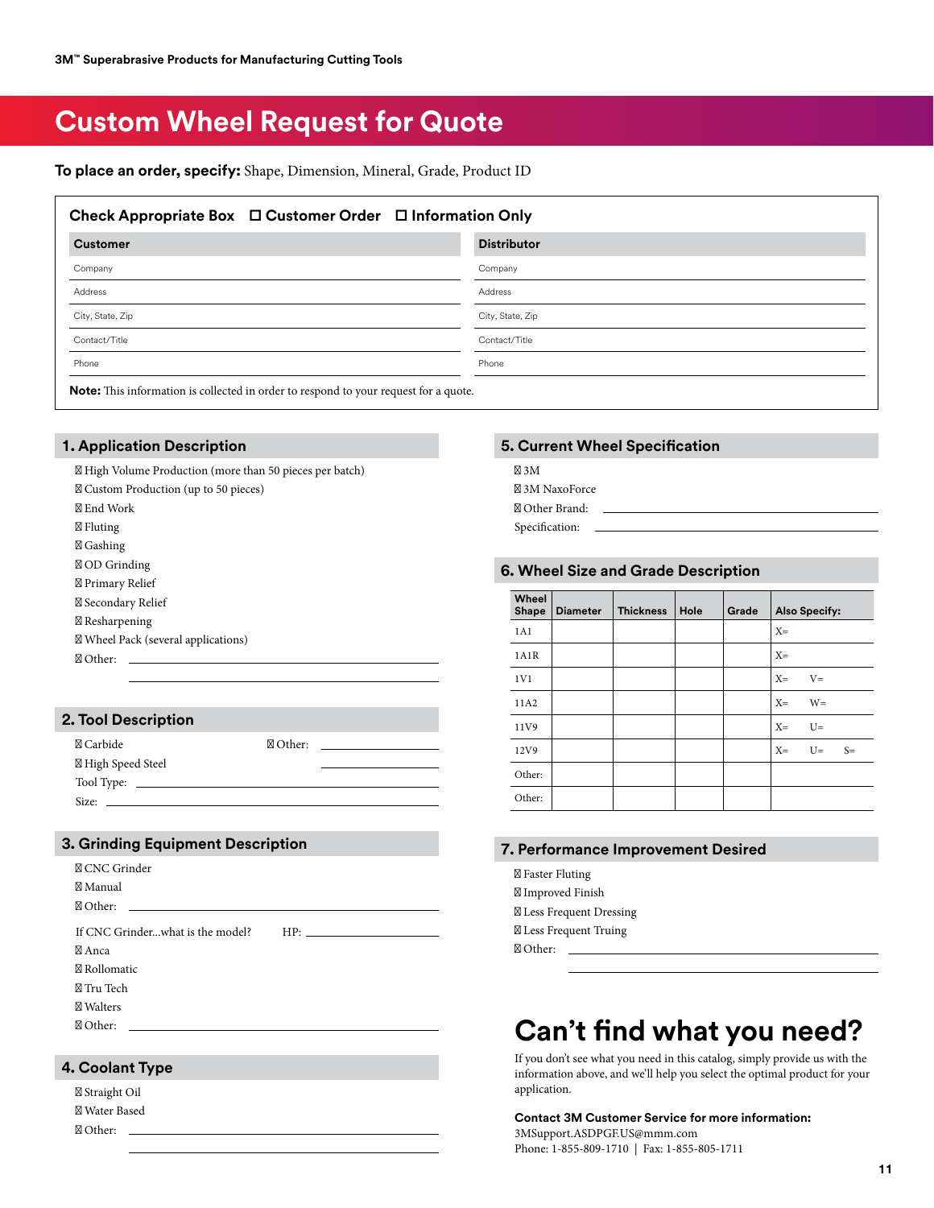# Custom Wheel Request for Quote

**To place an order, specify:** Shape, Dimension, Mineral, Grade, Product ID

**Check Appropriate Box** ☐ Customer Order ☐ Information Only

| Customer | Distributor |
|---|---|
| Company | Company |
| Address | Address |
| City, State, Zip | City, State, Zip |
| Contact/Title | Contact/Title |
| Phone | Phone |

**Note:** This information is collected in order to respond to your request for a quote.

## 1. Application Description

- ☐ High Volume Production (more than 50 pieces per batch)
- ☐ Custom Production (up to 50 pieces)
- ☐ End Work
- ☐ Fluting
- ☐ Gashing
- ☐ OD Grinding
- ☐ Primary Relief
- ☐ Secondary Relief
- ☐ Resharpening
- ☐ Wheel Pack (several applications)
- ☐ Other: ____________________

## 2. Tool Description

- ☐ Carbide
- ☐ High Speed Steel
- ☐ Other: ____________________

Tool Type: ____________________

Size: ____________________

## 3. Grinding Equipment Description

- ☐ CNC Grinder
- ☐ Manual
- ☐ Other: ____________________

If CNC Grinder...what is the model? HP: ____________________

- ☐ Anca
- ☐ Rollomatic
- ☐ Tru Tech
- ☐ Walters
- ☐ Other: ____________________

## 4. Coolant Type

- ☐ Straight Oil
- ☐ Water Based
- ☐ Other: ____________________

## 5. Current Wheel Specification

- ☐ 3M
- ☐ 3M NaxoForce
- ☐ Other Brand: ____________________

Specification: ____________________

## 6. Wheel Size and Grade Description

| Wheel Shape | Diameter | Thickness | Hole | Grade | Also Specify: |
|---|---|---|---|---|---|
| 1A1 | | | | | X= |
| 1A1R | | | | | X= |
| 1V1 | | | | | X= V= |
| 11A2 | | | | | X= W= |
| 11V9 | | | | | X= U= |
| 12V9 | | | | | X= U= S= |
| Other: | | | | | |
| Other: | | | | | |

## 7. Performance Improvement Desired

- ☐ Faster Fluting
- ☐ Improved Finish
- ☐ Less Frequent Dressing
- ☐ Less Frequent Truing
- ☐ Other: ____________________

# Can't find what you need?

If you don't see what you need in this catalog, simply provide us with the information above, and we'll help you select the optimal product for your application.

**Contact 3M Customer Service for more information:**
3MSupport.ASDPGF.US@mmm.com
Phone: 1-855-809-1710 | Fax: 1-855-805-1711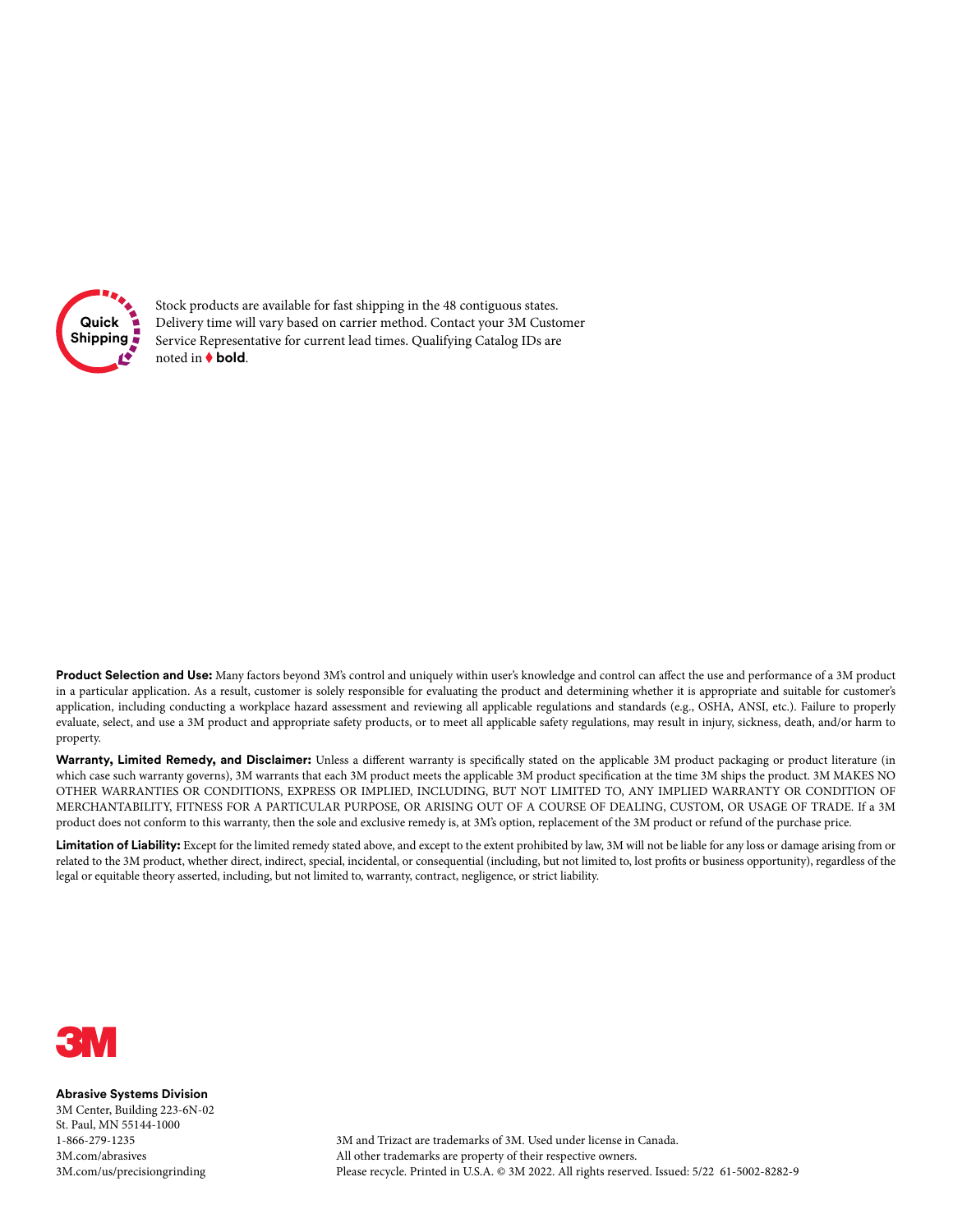Quick Shipping

Stock products are available for fast shipping in the 48 contiguous states. Delivery time will vary based on carrier method. Contact your 3M Customer Service Representative for current lead times. Qualifying Catalog IDs are noted in ♦ **bold**.

**Product Selection and Use:** Many factors beyond 3M's control and uniquely within user's knowledge and control can affect the use and performance of a 3M product in a particular application. As a result, customer is solely responsible for evaluating the product and determining whether it is appropriate and suitable for customer's application, including conducting a workplace hazard assessment and reviewing all applicable regulations and standards (e.g., OSHA, ANSI, etc.). Failure to properly evaluate, select, and use a 3M product and appropriate safety products, or to meet all applicable safety regulations, may result in injury, sickness, death, and/or harm to property.

**Warranty, Limited Remedy, and Disclaimer:** Unless a different warranty is specifically stated on the applicable 3M product packaging or product literature (in which case such warranty governs), 3M warrants that each 3M product meets the applicable 3M product specification at the time 3M ships the product. 3M MAKES NO OTHER WARRANTIES OR CONDITIONS, EXPRESS OR IMPLIED, INCLUDING, BUT NOT LIMITED TO, ANY IMPLIED WARRANTY OR CONDITION OF MERCHANTABILITY, FITNESS FOR A PARTICULAR PURPOSE, OR ARISING OUT OF A COURSE OF DEALING, CUSTOM, OR USAGE OF TRADE. If a 3M product does not conform to this warranty, then the sole and exclusive remedy is, at 3M's option, replacement of the 3M product or refund of the purchase price.

**Limitation of Liability:** Except for the limited remedy stated above, and except to the extent prohibited by law, 3M will not be liable for any loss or damage arising from or related to the 3M product, whether direct, indirect, special, incidental, or consequential (including, but not limited to, lost profits or business opportunity), regardless of the legal or equitable theory asserted, including, but not limited to, warranty, contract, negligence, or strict liability.

3M

**Abrasive Systems Division**
3M Center, Building 223-6N-02
St. Paul, MN 55144-1000
1-866-279-1235
3M.com/abrasives
3M.com/us/precisiongrinding

3M and Trizact are trademarks of 3M. Used under license in Canada.
All other trademarks are property of their respective owners.
Please recycle. Printed in U.S.A. © 3M 2022. All rights reserved. Issued: 5/22 61-5002-8282-9